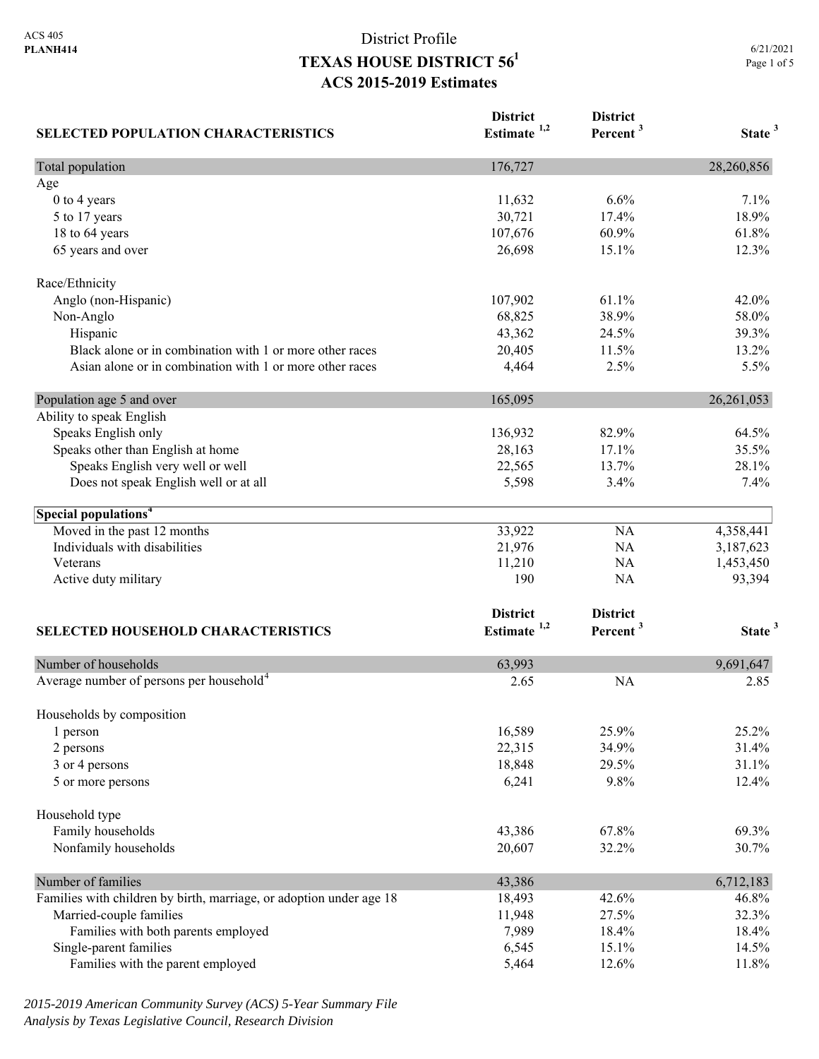ACS 405
**PLANH414**

# District Profile
# TEXAS HOUSE DISTRICT 56[1]
## ACS 2015-2019 Estimates

6/21/2021

| SELECTED POPULATION CHARACTERISTICS | District Estimate [1,2] | District Percent [3] | State [3] |
|---|---|---|---|
| Total population | 176,727 | | 28,260,856 |
| Age | | | |
| 0 to 4 years | 11,632 | 6.6% | 7.1% |
| 5 to 17 years | 30,721 | 17.4% | 18.9% |
| 18 to 64 years | 107,676 | 60.9% | 61.8% |
| 65 years and over | 26,698 | 15.1% | 12.3% |
| Race/Ethnicity | | | |
| Anglo (non-Hispanic) | 107,902 | 61.1% | 42.0% |
| Non-Anglo | 68,825 | 38.9% | 58.0% |
| Hispanic | 43,362 | 24.5% | 39.3% |
| Black alone or in combination with 1 or more other races | 20,405 | 11.5% | 13.2% |
| Asian alone or in combination with 1 or more other races | 4,464 | 2.5% | 5.5% |
| Population age 5 and over | 165,095 | | 26,261,053 |
| Ability to speak English | | | |
| Speaks English only | 136,932 | 82.9% | 64.5% |
| Speaks other than English at home | 28,163 | 17.1% | 35.5% |
| Speaks English very well or well | 22,565 | 13.7% | 28.1% |
| Does not speak English well or at all | 5,598 | 3.4% | 7.4% |
| **Special populations[4]** | | | |
| Moved in the past 12 months | 33,922 | NA | 4,358,441 |
| Individuals with disabilities | 21,976 | NA | 3,187,623 |
| Veterans | 11,210 | NA | 1,453,450 |
| Active duty military | 190 | NA | 93,394 |

| SELECTED HOUSEHOLD CHARACTERISTICS | District Estimate [1,2] | District Percent [3] | State [3] |
|---|---|---|---|
| Number of households | 63,993 | | 9,691,647 |
| Average number of persons per household[4] | 2.65 | NA | 2.85 |
| Households by composition | | | |
| 1 person | 16,589 | 25.9% | 25.2% |
| 2 persons | 22,315 | 34.9% | 31.4% |
| 3 or 4 persons | 18,848 | 29.5% | 31.1% |
| 5 or more persons | 6,241 | 9.8% | 12.4% |
| Household type | | | |
| Family households | 43,386 | 67.8% | 69.3% |
| Nonfamily households | 20,607 | 32.2% | 30.7% |
| Number of families | 43,386 | | 6,712,183 |
| Families with children by birth, marriage, or adoption under age 18 | 18,493 | 42.6% | 46.8% |
| Married-couple families | 11,948 | 27.5% | 32.3% |
| Families with both parents employed | 7,989 | 18.4% | 18.4% |
| Single-parent families | 6,545 | 15.1% | 14.5% |
| Families with the parent employed | 5,464 | 12.6% | 11.8% |

*2015-2019 American Community Survey (ACS) 5-Year Summary File*
*Analysis by Texas Legislative Council, Research Division*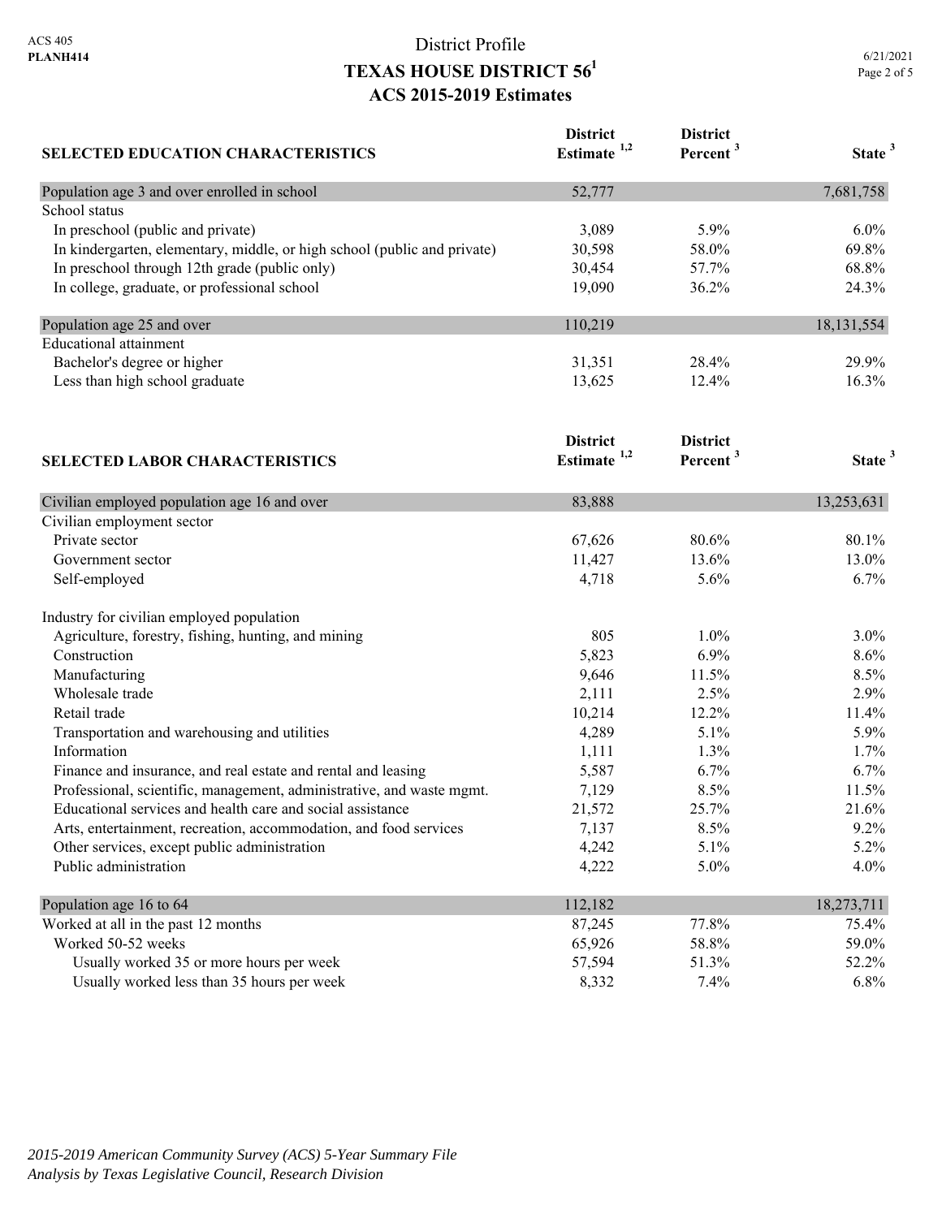District Profile

# TEXAS HOUSE DISTRICT 56[1]

## ACS 2015-2019 Estimates

| SELECTED EDUCATION CHARACTERISTICS | District Estimate [1,2] | District Percent [3] | State [3] |
|---|---|---|---|
| Population age 3 and over enrolled in school | 52,777 | | 7,681,758 |
| School status | | | |
| In preschool (public and private) | 3,089 | 5.9% | 6.0% |
| In kindergarten, elementary, middle, or high school (public and private) | 30,598 | 58.0% | 69.8% |
| In preschool through 12th grade (public only) | 30,454 | 57.7% | 68.8% |
| In college, graduate, or professional school | 19,090 | 36.2% | 24.3% |
| Population age 25 and over | 110,219 | | 18,131,554 |
| Educational attainment | | | |
| Bachelor's degree or higher | 31,351 | 28.4% | 29.9% |
| Less than high school graduate | 13,625 | 12.4% | 16.3% |

| SELECTED LABOR CHARACTERISTICS | District Estimate [1,2] | District Percent [3] | State [3] |
|---|---|---|---|
| Civilian employed population age 16 and over | 83,888 | | 13,253,631 |
| Civilian employment sector | | | |
| Private sector | 67,626 | 80.6% | 80.1% |
| Government sector | 11,427 | 13.6% | 13.0% |
| Self-employed | 4,718 | 5.6% | 6.7% |
| Industry for civilian employed population | | | |
| Agriculture, forestry, fishing, hunting, and mining | 805 | 1.0% | 3.0% |
| Construction | 5,823 | 6.9% | 8.6% |
| Manufacturing | 9,646 | 11.5% | 8.5% |
| Wholesale trade | 2,111 | 2.5% | 2.9% |
| Retail trade | 10,214 | 12.2% | 11.4% |
| Transportation and warehousing and utilities | 4,289 | 5.1% | 5.9% |
| Information | 1,111 | 1.3% | 1.7% |
| Finance and insurance, and real estate and rental and leasing | 5,587 | 6.7% | 6.7% |
| Professional, scientific, management, administrative, and waste mgmt. | 7,129 | 8.5% | 11.5% |
| Educational services and health care and social assistance | 21,572 | 25.7% | 21.6% |
| Arts, entertainment, recreation, accommodation, and food services | 7,137 | 8.5% | 9.2% |
| Other services, except public administration | 4,242 | 5.1% | 5.2% |
| Public administration | 4,222 | 5.0% | 4.0% |
| Population age 16 to 64 | 112,182 | | 18,273,711 |
| Worked at all in the past 12 months | 87,245 | 77.8% | 75.4% |
| Worked 50-52 weeks | 65,926 | 58.8% | 59.0% |
| Usually worked 35 or more hours per week | 57,594 | 51.3% | 52.2% |
| Usually worked less than 35 hours per week | 8,332 | 7.4% | 6.8% |

*2015-2019 American Community Survey (ACS) 5-Year Summary File*
*Analysis by Texas Legislative Council, Research Division*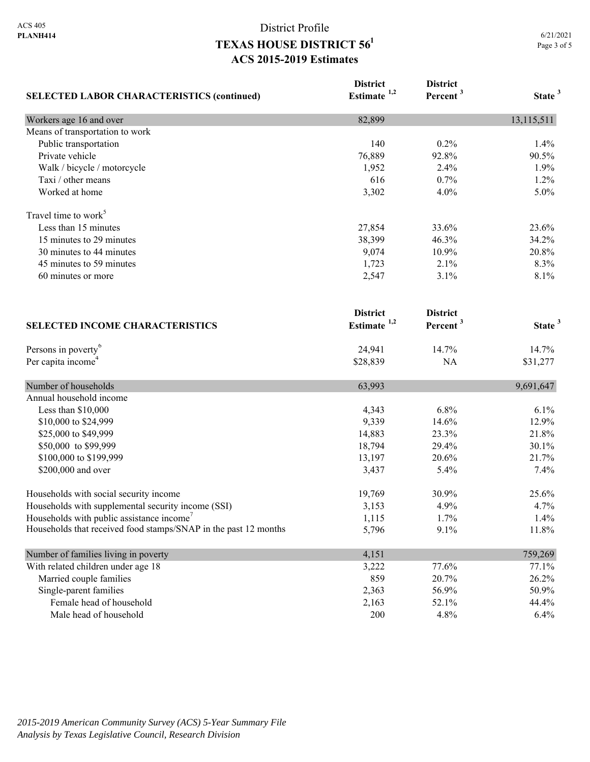# District Profile
## TEXAS HOUSE DISTRICT 56[1]
### ACS 2015-2019 Estimates

| SELECTED LABOR CHARACTERISTICS (continued) | District Estimate [1,2] | District Percent [3] | State [3] |
|---|---|---|---|
| Workers age 16 and over | 82,899 | | 13,115,511 |
| Means of transportation to work | | | |
| Public transportation | 140 | 0.2% | 1.4% |
| Private vehicle | 76,889 | 92.8% | 90.5% |
| Walk / bicycle / motorcycle | 1,952 | 2.4% | 1.9% |
| Taxi / other means | 616 | 0.7% | 1.2% |
| Worked at home | 3,302 | 4.0% | 5.0% |
| Travel time to work[5] | | | |
| Less than 15 minutes | 27,854 | 33.6% | 23.6% |
| 15 minutes to 29 minutes | 38,399 | 46.3% | 34.2% |
| 30 minutes to 44 minutes | 9,074 | 10.9% | 20.8% |
| 45 minutes to 59 minutes | 1,723 | 2.1% | 8.3% |
| 60 minutes or more | 2,547 | 3.1% | 8.1% |

| SELECTED INCOME CHARACTERISTICS | District Estimate [1,2] | District Percent [3] | State [3] |
|---|---|---|---|
| Persons in poverty[6] | 24,941 | 14.7% | 14.7% |
| Per capita income[4] | $28,839 | NA | $31,277 |
| Number of households | 63,993 | | 9,691,647 |
| Annual household income | | | |
| Less than $10,000 | 4,343 | 6.8% | 6.1% |
| $10,000 to $24,999 | 9,339 | 14.6% | 12.9% |
| $25,000 to $49,999 | 14,883 | 23.3% | 21.8% |
| $50,000 to $99,999 | 18,794 | 29.4% | 30.1% |
| $100,000 to $199,999 | 13,197 | 20.6% | 21.7% |
| $200,000 and over | 3,437 | 5.4% | 7.4% |
| Households with social security income | 19,769 | 30.9% | 25.6% |
| Households with supplemental security income (SSI) | 3,153 | 4.9% | 4.7% |
| Households with public assistance income[7] | 1,115 | 1.7% | 1.4% |
| Households that received food stamps/SNAP in the past 12 months | 5,796 | 9.1% | 11.8% |
| Number of families living in poverty | 4,151 | | 759,269 |
| With related children under age 18 | 3,222 | 77.6% | 77.1% |
| Married couple families | 859 | 20.7% | 26.2% |
| Single-parent families | 2,363 | 56.9% | 50.9% |
| Female head of household | 2,163 | 52.1% | 44.4% |
| Male head of household | 200 | 4.8% | 6.4% |

*2015-2019 American Community Survey (ACS) 5-Year Summary File*
*Analysis by Texas Legislative Council, Research Division*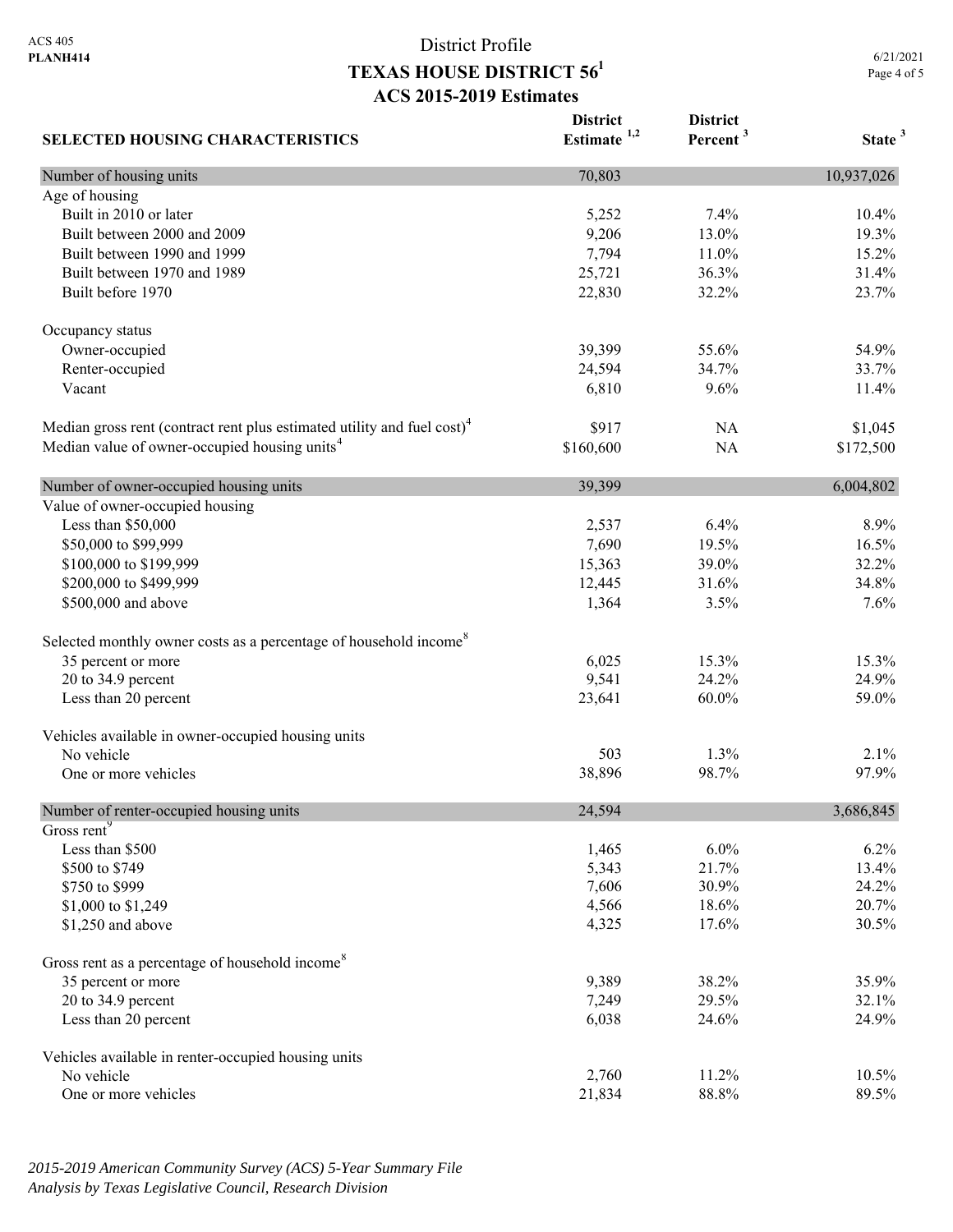ACS 405
**PLANH414**

# District Profile
## TEXAS HOUSE DISTRICT 56[1]
### ACS 2015-2019 Estimates

6/21/2021

| SELECTED HOUSING CHARACTERISTICS | District Estimate [1,2] | District Percent [3] | State [3] |
|---|---|---|---|
| Number of housing units | 70,803 | | 10,937,026 |
| Age of housing | | | |
| Built in 2010 or later | 5,252 | 7.4% | 10.4% |
| Built between 2000 and 2009 | 9,206 | 13.0% | 19.3% |
| Built between 1990 and 1999 | 7,794 | 11.0% | 15.2% |
| Built between 1970 and 1989 | 25,721 | 36.3% | 31.4% |
| Built before 1970 | 22,830 | 32.2% | 23.7% |
| Occupancy status | | | |
| Owner-occupied | 39,399 | 55.6% | 54.9% |
| Renter-occupied | 24,594 | 34.7% | 33.7% |
| Vacant | 6,810 | 9.6% | 11.4% |
| Median gross rent (contract rent plus estimated utility and fuel cost)[4] | $917 | NA | $1,045 |
| Median value of owner-occupied housing units[4] | $160,600 | NA | $172,500 |
| Number of owner-occupied housing units | 39,399 | | 6,004,802 |
| Value of owner-occupied housing | | | |
| Less than $50,000 | 2,537 | 6.4% | 8.9% |
| $50,000 to $99,999 | 7,690 | 19.5% | 16.5% |
| $100,000 to $199,999 | 15,363 | 39.0% | 32.2% |
| $200,000 to $499,999 | 12,445 | 31.6% | 34.8% |
| $500,000 and above | 1,364 | 3.5% | 7.6% |
| Selected monthly owner costs as a percentage of household income[8] | | | |
| 35 percent or more | 6,025 | 15.3% | 15.3% |
| 20 to 34.9 percent | 9,541 | 24.2% | 24.9% |
| Less than 20 percent | 23,641 | 60.0% | 59.0% |
| Vehicles available in owner-occupied housing units | | | |
| No vehicle | 503 | 1.3% | 2.1% |
| One or more vehicles | 38,896 | 98.7% | 97.9% |
| Number of renter-occupied housing units | 24,594 | | 3,686,845 |
| Gross rent[9] | | | |
| Less than $500 | 1,465 | 6.0% | 6.2% |
| $500 to $749 | 5,343 | 21.7% | 13.4% |
| $750 to $999 | 7,606 | 30.9% | 24.2% |
| $1,000 to $1,249 | 4,566 | 18.6% | 20.7% |
| $1,250 and above | 4,325 | 17.6% | 30.5% |
| Gross rent as a percentage of household income[8] | | | |
| 35 percent or more | 9,389 | 38.2% | 35.9% |
| 20 to 34.9 percent | 7,249 | 29.5% | 32.1% |
| Less than 20 percent | 6,038 | 24.6% | 24.9% |
| Vehicles available in renter-occupied housing units | | | |
| No vehicle | 2,760 | 11.2% | 10.5% |
| One or more vehicles | 21,834 | 88.8% | 89.5% |

*2015-2019 American Community Survey (ACS) 5-Year Summary File*
*Analysis by Texas Legislative Council, Research Division*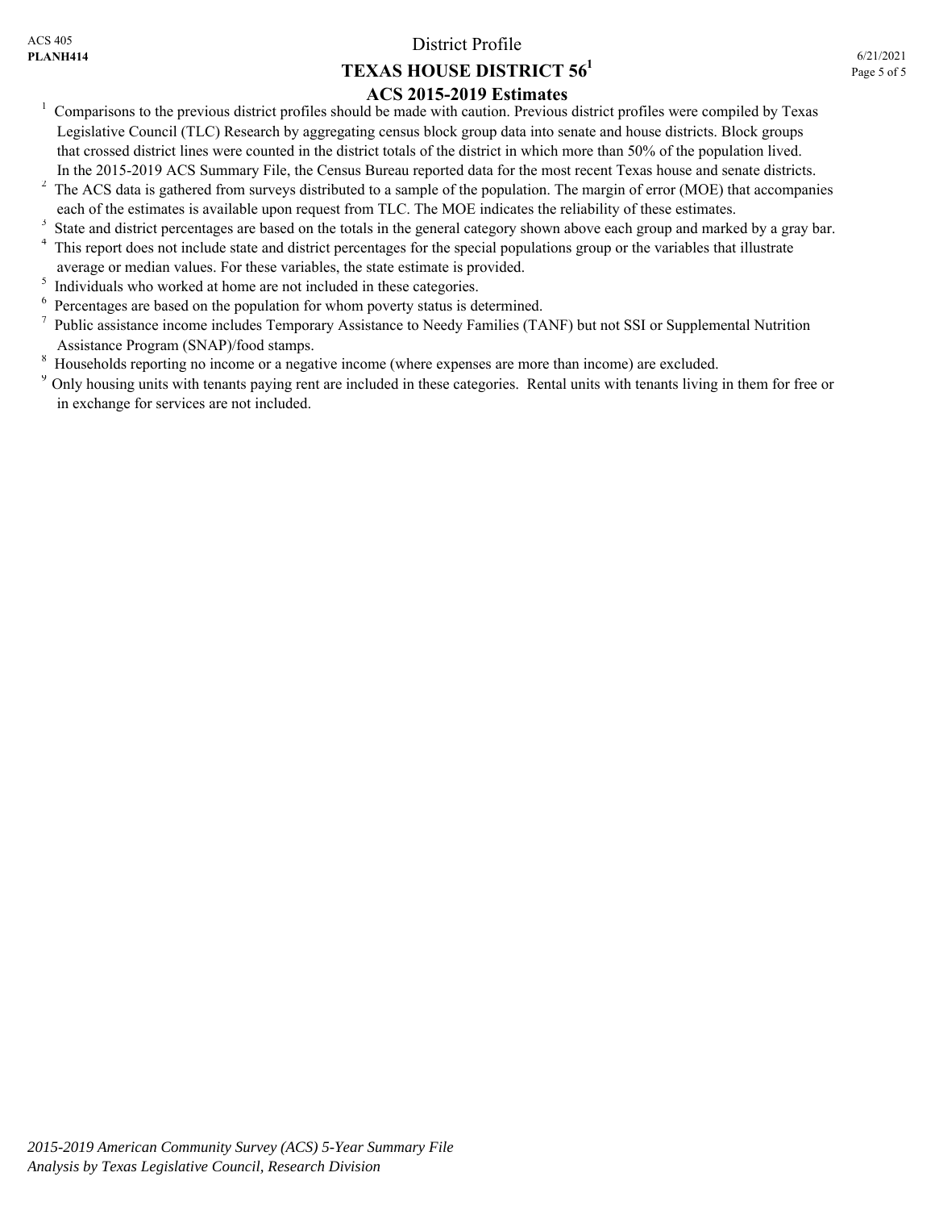[1] Comparisons to the previous district profiles should be made with caution. Previous district profiles were compiled by Texas Legislative Council (TLC) Research by aggregating census block group data into senate and house districts. Block groups that crossed district lines were counted in the district totals of the district in which more than 50% of the population lived. In the 2015-2019 ACS Summary File, the Census Bureau reported data for the most recent Texas house and senate districts.

[2] The ACS data is gathered from surveys distributed to a sample of the population. The margin of error (MOE) that accompanies each of the estimates is available upon request from TLC. The MOE indicates the reliability of these estimates.

[3] State and district percentages are based on the totals in the general category shown above each group and marked by a gray bar.

[4] This report does not include state and district percentages for the special populations group or the variables that illustrate average or median values. For these variables, the state estimate is provided.

[5] Individuals who worked at home are not included in these categories.

[6] Percentages are based on the population for whom poverty status is determined.

[7] Public assistance income includes Temporary Assistance to Needy Families (TANF) but not SSI or Supplemental Nutrition Assistance Program (SNAP)/food stamps.

[8] Households reporting no income or a negative income (where expenses are more than income) are excluded.

[9] Only housing units with tenants paying rent are included in these categories. Rental units with tenants living in them for free or in exchange for services are not included.